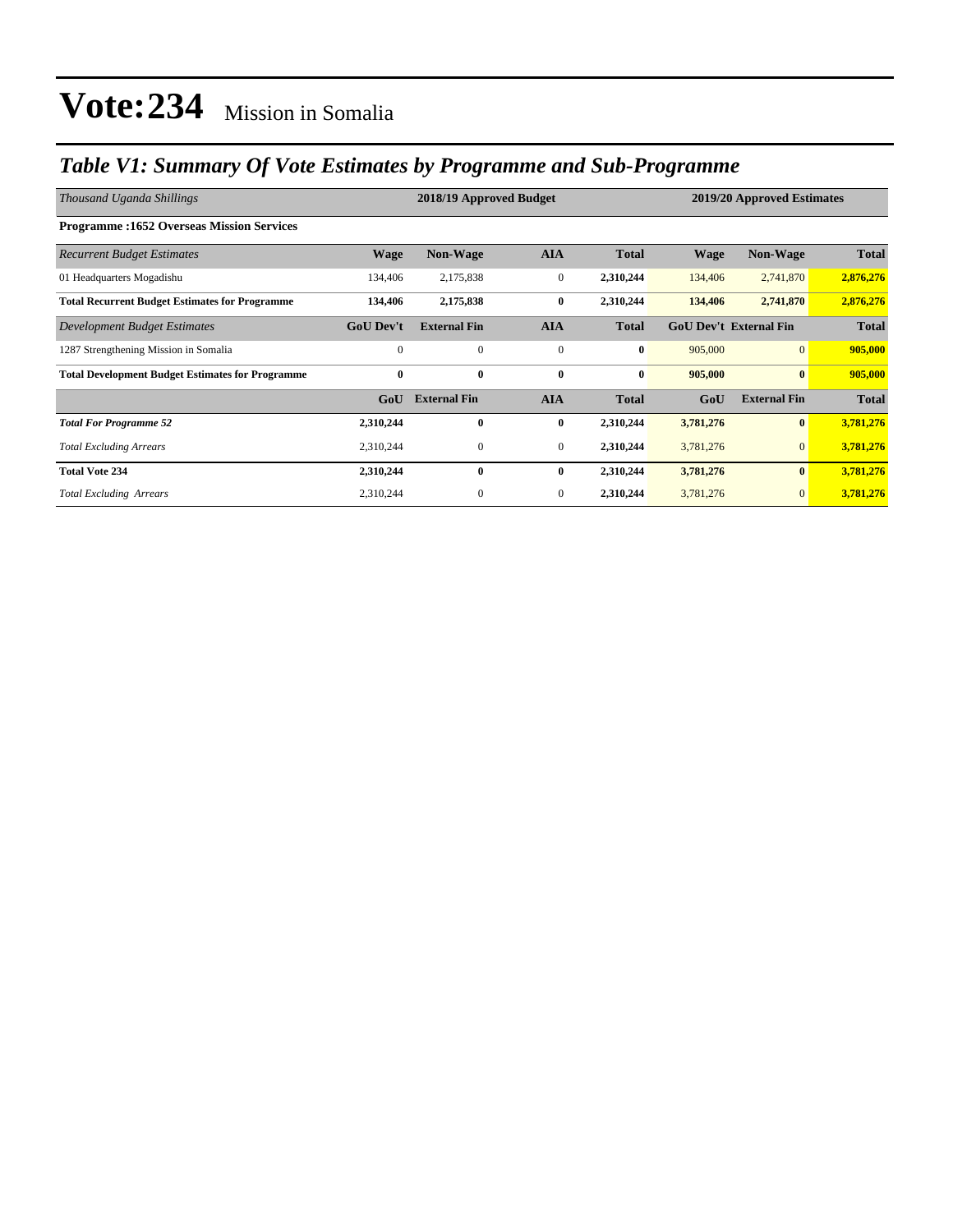# Vote:234 Mission in Somalia

## *Table V1: Summary Of Vote Estimates by Programme and Sub-Programme*

| *Thousand Uganda Shillings* | 2018/19 Approved Budget | | | | 2019/20 Approved Estimates | | |
|---|---|---|---|---|---|---|---|
| **Programme :1652 Overseas Mission Services** | | | | | | | |
| *Recurrent Budget Estimates* | **Wage** | **Non-Wage** | **AIA** | **Total** | **Wage** | **Non-Wage** | **Total** |
| 01 Headquarters Mogadishu | 134,406 | 2,175,838 | 0 | **2,310,244** | 134,406 | 2,741,870 | **2,876,276** |
| **Total Recurrent Budget Estimates for Programme** | **134,406** | **2,175,838** | **0** | **2,310,244** | **134,406** | **2,741,870** | **2,876,276** |
| *Development Budget Estimates* | **GoU Dev't** | **External Fin** | **AIA** | **Total** | **GoU Dev't** | **External Fin** | **Total** |
| 1287 Strengthening Mission in Somalia | 0 | 0 | 0 | **0** | 905,000 | 0 | **905,000** |
| **Total Development Budget Estimates for Programme** | **0** | **0** | **0** | **0** | **905,000** | **0** | **905,000** |
| | **GoU** | **External Fin** | **AIA** | **Total** | **GoU** | **External Fin** | **Total** |
| ***Total For Programme 52*** | **2,310,244** | **0** | **0** | **2,310,244** | **3,781,276** | **0** | **3,781,276** |
| *Total Excluding Arrears* | 2,310,244 | 0 | 0 | **2,310,244** | 3,781,276 | 0 | **3,781,276** |
| **Total Vote 234** | **2,310,244** | **0** | **0** | **2,310,244** | **3,781,276** | **0** | **3,781,276** |
| *Total Excluding Arrears* | 2,310,244 | 0 | 0 | **2,310,244** | 3,781,276 | 0 | **3,781,276** |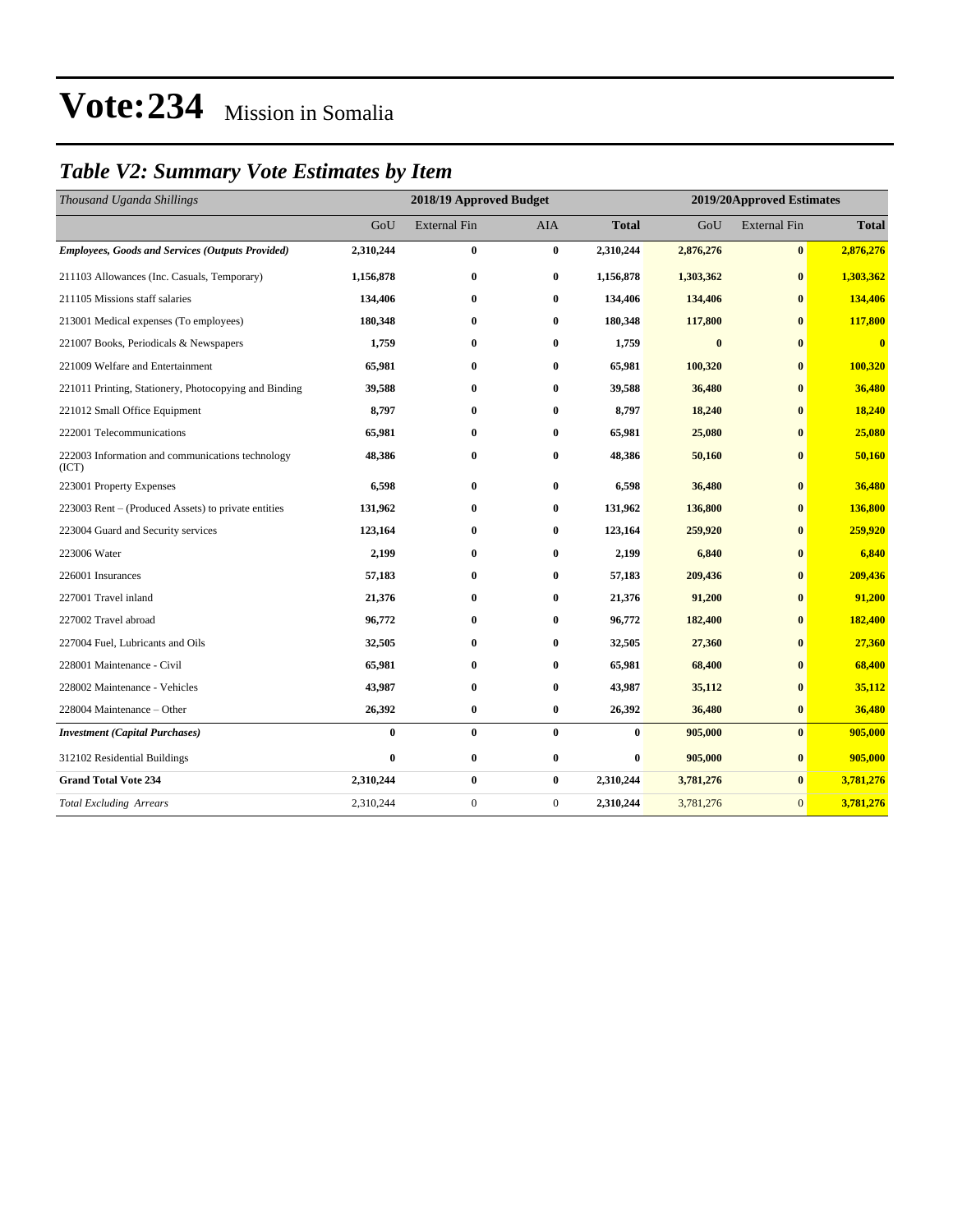# Vote:234 Mission in Somalia

## *Table V2: Summary Vote Estimates by Item*

| *Thousand Uganda Shillings* | 2018/19 Approved Budget | | | | 2019/20Approved Estimates | | |
|---|---|---|---|---|---|---|---|
| | GoU | External Fin | AIA | **Total** | GoU | External Fin | **Total** |
| ***Employees, Goods and Services (Outputs Provided)*** | **2,310,244** | **0** | **0** | **2,310,244** | **2,876,276** | **0** | **2,876,276** |
| 211103 Allowances (Inc. Casuals, Temporary) | **1,156,878** | **0** | **0** | **1,156,878** | **1,303,362** | **0** | **1,303,362** |
| 211105 Missions staff salaries | **134,406** | **0** | **0** | **134,406** | **134,406** | **0** | **134,406** |
| 213001 Medical expenses (To employees) | **180,348** | **0** | **0** | **180,348** | **117,800** | **0** | **117,800** |
| 221007 Books, Periodicals & Newspapers | **1,759** | **0** | **0** | **1,759** | **0** | **0** | **0** |
| 221009 Welfare and Entertainment | **65,981** | **0** | **0** | **65,981** | **100,320** | **0** | **100,320** |
| 221011 Printing, Stationery, Photocopying and Binding | **39,588** | **0** | **0** | **39,588** | **36,480** | **0** | **36,480** |
| 221012 Small Office Equipment | **8,797** | **0** | **0** | **8,797** | **18,240** | **0** | **18,240** |
| 222001 Telecommunications | **65,981** | **0** | **0** | **65,981** | **25,080** | **0** | **25,080** |
| 222003 Information and communications technology (ICT) | **48,386** | **0** | **0** | **48,386** | **50,160** | **0** | **50,160** |
| 223001 Property Expenses | **6,598** | **0** | **0** | **6,598** | **36,480** | **0** | **36,480** |
| 223003 Rent – (Produced Assets) to private entities | **131,962** | **0** | **0** | **131,962** | **136,800** | **0** | **136,800** |
| 223004 Guard and Security services | **123,164** | **0** | **0** | **123,164** | **259,920** | **0** | **259,920** |
| 223006 Water | **2,199** | **0** | **0** | **2,199** | **6,840** | **0** | **6,840** |
| 226001 Insurances | **57,183** | **0** | **0** | **57,183** | **209,436** | **0** | **209,436** |
| 227001 Travel inland | **21,376** | **0** | **0** | **21,376** | **91,200** | **0** | **91,200** |
| 227002 Travel abroad | **96,772** | **0** | **0** | **96,772** | **182,400** | **0** | **182,400** |
| 227004 Fuel, Lubricants and Oils | **32,505** | **0** | **0** | **32,505** | **27,360** | **0** | **27,360** |
| 228001 Maintenance - Civil | **65,981** | **0** | **0** | **65,981** | **68,400** | **0** | **68,400** |
| 228002 Maintenance - Vehicles | **43,987** | **0** | **0** | **43,987** | **35,112** | **0** | **35,112** |
| 228004 Maintenance – Other | **26,392** | **0** | **0** | **26,392** | **36,480** | **0** | **36,480** |
| ***Investment (Capital Purchases)*** | **0** | **0** | **0** | **0** | **905,000** | **0** | **905,000** |
| 312102 Residential Buildings | **0** | **0** | **0** | **0** | **905,000** | **0** | **905,000** |
| **Grand Total Vote 234** | **2,310,244** | **0** | **0** | **2,310,244** | **3,781,276** | **0** | **3,781,276** |
| *Total Excluding Arrears* | 2,310,244 | 0 | 0 | **2,310,244** | 3,781,276 | 0 | **3,781,276** |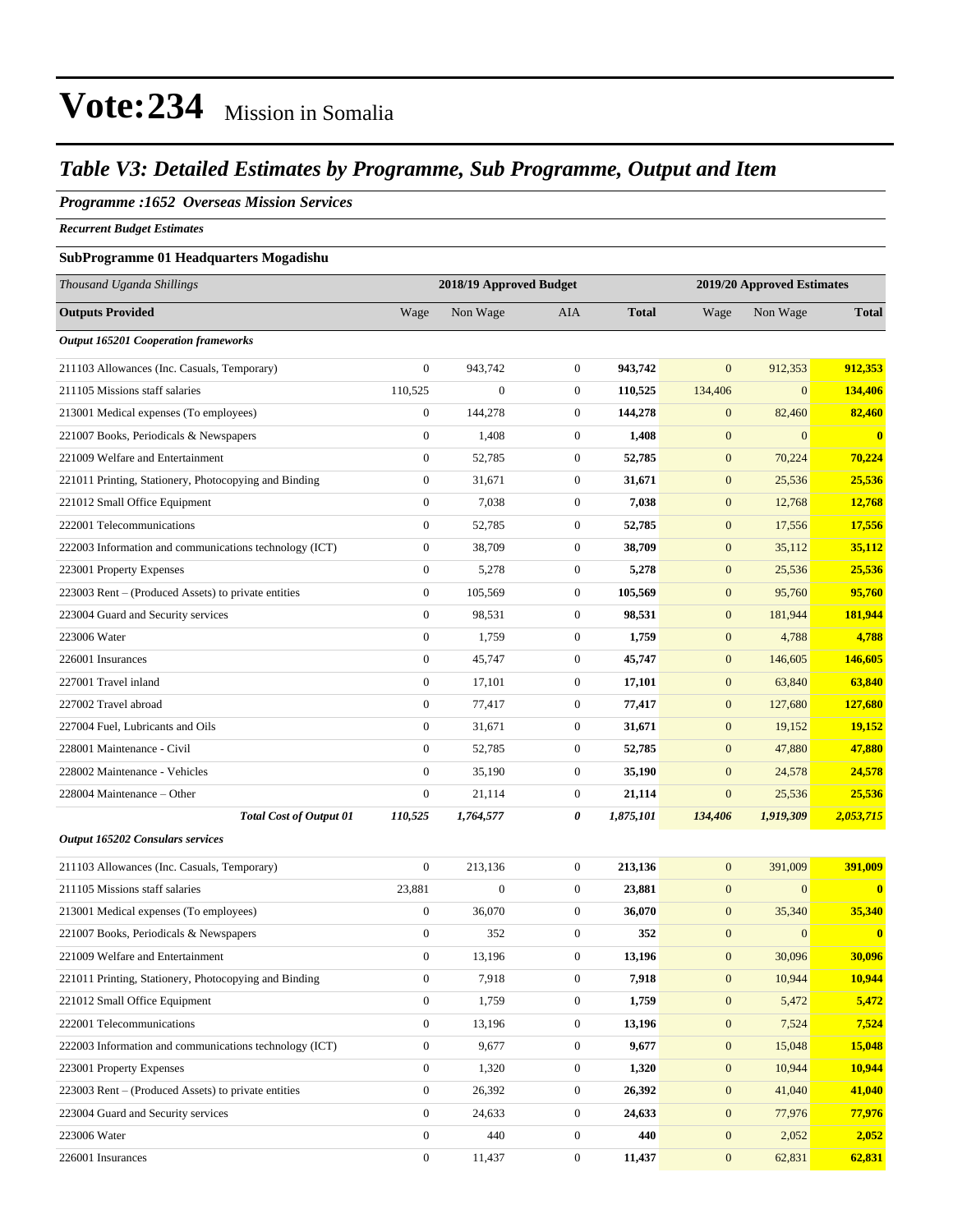# Vote:234 Mission in Somalia

## Table V3: Detailed Estimates by Programme, Sub Programme, Output and Item

### Programme :1652 Overseas Mission Services

*Recurrent Budget Estimates*

**SubProgramme 01 Headquarters Mogadishu**

| *Thousand Uganda Shillings* | 2018/19 Approved Budget | | | | 2019/20 Approved Estimates | | |
|---|---|---|---|---|---|---|---|
| **Outputs Provided** | Wage | Non Wage | AIA | **Total** | Wage | Non Wage | **Total** |
| ***Output 165201 Cooperation frameworks*** | | | | | | | |
| 211103 Allowances (Inc. Casuals, Temporary) | 0 | 943,742 | 0 | **943,742** | 0 | 912,353 | **912,353** |
| 211105 Missions staff salaries | 110,525 | 0 | 0 | **110,525** | 134,406 | 0 | **134,406** |
| 213001 Medical expenses (To employees) | 0 | 144,278 | 0 | **144,278** | 0 | 82,460 | **82,460** |
| 221007 Books, Periodicals & Newspapers | 0 | 1,408 | 0 | **1,408** | 0 | 0 | **0** |
| 221009 Welfare and Entertainment | 0 | 52,785 | 0 | **52,785** | 0 | 70,224 | **70,224** |
| 221011 Printing, Stationery, Photocopying and Binding | 0 | 31,671 | 0 | **31,671** | 0 | 25,536 | **25,536** |
| 221012 Small Office Equipment | 0 | 7,038 | 0 | **7,038** | 0 | 12,768 | **12,768** |
| 222001 Telecommunications | 0 | 52,785 | 0 | **52,785** | 0 | 17,556 | **17,556** |
| 222003 Information and communications technology (ICT) | 0 | 38,709 | 0 | **38,709** | 0 | 35,112 | **35,112** |
| 223001 Property Expenses | 0 | 5,278 | 0 | **5,278** | 0 | 25,536 | **25,536** |
| 223003 Rent – (Produced Assets) to private entities | 0 | 105,569 | 0 | **105,569** | 0 | 95,760 | **95,760** |
| 223004 Guard and Security services | 0 | 98,531 | 0 | **98,531** | 0 | 181,944 | **181,944** |
| 223006 Water | 0 | 1,759 | 0 | **1,759** | 0 | 4,788 | **4,788** |
| 226001 Insurances | 0 | 45,747 | 0 | **45,747** | 0 | 146,605 | **146,605** |
| 227001 Travel inland | 0 | 17,101 | 0 | **17,101** | 0 | 63,840 | **63,840** |
| 227002 Travel abroad | 0 | 77,417 | 0 | **77,417** | 0 | 127,680 | **127,680** |
| 227004 Fuel, Lubricants and Oils | 0 | 31,671 | 0 | **31,671** | 0 | 19,152 | **19,152** |
| 228001 Maintenance - Civil | 0 | 52,785 | 0 | **52,785** | 0 | 47,880 | **47,880** |
| 228002 Maintenance - Vehicles | 0 | 35,190 | 0 | **35,190** | 0 | 24,578 | **24,578** |
| 228004 Maintenance – Other | 0 | 21,114 | 0 | **21,114** | 0 | 25,536 | **25,536** |
| ***Total Cost of Output 01*** | ***110,525*** | ***1,764,577*** | ***0*** | ***1,875,101*** | ***134,406*** | ***1,919,309*** | ***2,053,715*** |
| ***Output 165202 Consulars services*** | | | | | | | |
| 211103 Allowances (Inc. Casuals, Temporary) | 0 | 213,136 | 0 | **213,136** | 0 | 391,009 | **391,009** |
| 211105 Missions staff salaries | 23,881 | 0 | 0 | **23,881** | 0 | 0 | **0** |
| 213001 Medical expenses (To employees) | 0 | 36,070 | 0 | **36,070** | 0 | 35,340 | **35,340** |
| 221007 Books, Periodicals & Newspapers | 0 | 352 | 0 | **352** | 0 | 0 | **0** |
| 221009 Welfare and Entertainment | 0 | 13,196 | 0 | **13,196** | 0 | 30,096 | **30,096** |
| 221011 Printing, Stationery, Photocopying and Binding | 0 | 7,918 | 0 | **7,918** | 0 | 10,944 | **10,944** |
| 221012 Small Office Equipment | 0 | 1,759 | 0 | **1,759** | 0 | 5,472 | **5,472** |
| 222001 Telecommunications | 0 | 13,196 | 0 | **13,196** | 0 | 7,524 | **7,524** |
| 222003 Information and communications technology (ICT) | 0 | 9,677 | 0 | **9,677** | 0 | 15,048 | **15,048** |
| 223001 Property Expenses | 0 | 1,320 | 0 | **1,320** | 0 | 10,944 | **10,944** |
| 223003 Rent – (Produced Assets) to private entities | 0 | 26,392 | 0 | **26,392** | 0 | 41,040 | **41,040** |
| 223004 Guard and Security services | 0 | 24,633 | 0 | **24,633** | 0 | 77,976 | **77,976** |
| 223006 Water | 0 | 440 | 0 | **440** | 0 | 2,052 | **2,052** |
| 226001 Insurances | 0 | 11,437 | 0 | **11,437** | 0 | 62,831 | **62,831** |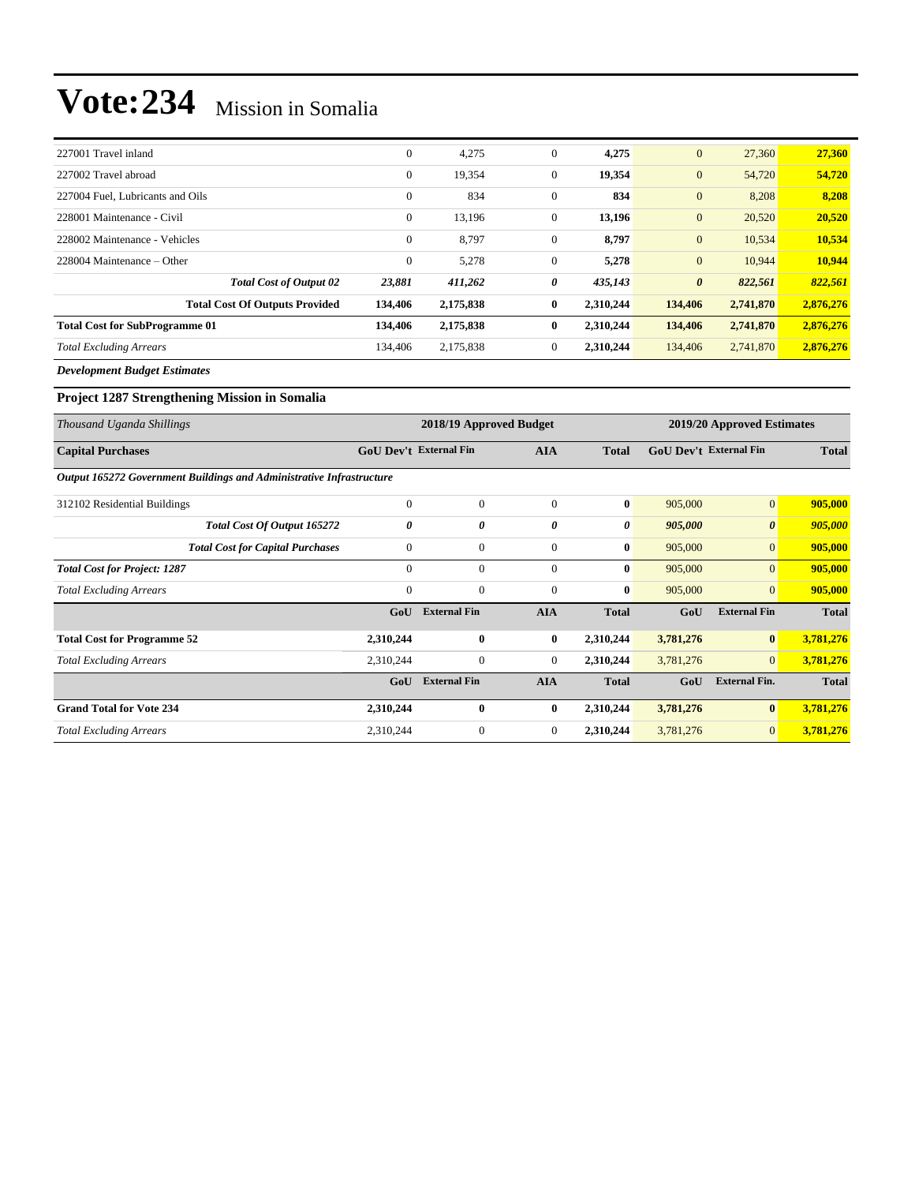# Vote:234 Mission in Somalia

| | | | | | | | |
|---|---|---|---|---|---|---|---|
| 227001 Travel inland | 0 | 4,275 | 0 | **4,275** | 0 | 27,360 | **27,360** |
| 227002 Travel abroad | 0 | 19,354 | 0 | **19,354** | 0 | 54,720 | **54,720** |
| 227004 Fuel, Lubricants and Oils | 0 | 834 | 0 | **834** | 0 | 8,208 | **8,208** |
| 228001 Maintenance - Civil | 0 | 13,196 | 0 | **13,196** | 0 | 20,520 | **20,520** |
| 228002 Maintenance - Vehicles | 0 | 8,797 | 0 | **8,797** | 0 | 10,534 | **10,534** |
| 228004 Maintenance – Other | 0 | 5,278 | 0 | **5,278** | 0 | 10,944 | **10,944** |
| ***Total Cost of Output 02*** | ***23,881*** | ***411,262*** | ***0*** | ***435,143*** | ***0*** | ***822,561*** | ***822,561*** |
| **Total Cost Of Outputs Provided** | **134,406** | **2,175,838** | **0** | **2,310,244** | **134,406** | **2,741,870** | **2,876,276** |
| **Total Cost for SubProgramme 01** | **134,406** | **2,175,838** | **0** | **2,310,244** | **134,406** | **2,741,870** | **2,876,276** |
| *Total Excluding Arrears* | 134,406 | 2,175,838 | 0 | **2,310,244** | 134,406 | 2,741,870 | **2,876,276** |

***Development Budget Estimates***

### Project 1287 Strengthening Mission in Somalia

| *Thousand Uganda Shillings* | 2018/19 Approved Budget | | | | 2019/20 Approved Estimates | | |
|---|---|---|---|---|---|---|---|
| **Capital Purchases** | **GoU Dev't** | **External Fin** | **AIA** | **Total** | **GoU Dev't** | **External Fin** | **Total** |
| ***Output 165272 Government Buildings and Administrative Infrastructure*** | | | | | | | |
| 312102 Residential Buildings | 0 | 0 | 0 | **0** | 905,000 | 0 | **905,000** |
| ***Total Cost Of Output 165272*** | ***0*** | ***0*** | ***0*** | ***0*** | ***905,000*** | ***0*** | ***905,000*** |
| ***Total Cost for Capital Purchases*** | 0 | 0 | 0 | **0** | 905,000 | 0 | **905,000** |
| ***Total Cost for Project: 1287*** | 0 | 0 | 0 | **0** | 905,000 | 0 | **905,000** |
| *Total Excluding Arrears* | 0 | 0 | 0 | **0** | 905,000 | 0 | **905,000** |
| | **GoU** | **External Fin** | **AIA** | **Total** | **GoU** | **External Fin** | **Total** |
| **Total Cost for Programme 52** | **2,310,244** | **0** | **0** | **2,310,244** | **3,781,276** | **0** | **3,781,276** |
| *Total Excluding Arrears* | 2,310,244 | 0 | 0 | **2,310,244** | 3,781,276 | 0 | **3,781,276** |
| | **GoU** | **External Fin** | **AIA** | **Total** | **GoU** | **External Fin.** | **Total** |
| **Grand Total for Vote 234** | **2,310,244** | **0** | **0** | **2,310,244** | **3,781,276** | **0** | **3,781,276** |
| *Total Excluding Arrears* | 2,310,244 | 0 | 0 | **2,310,244** | 3,781,276 | 0 | **3,781,276** |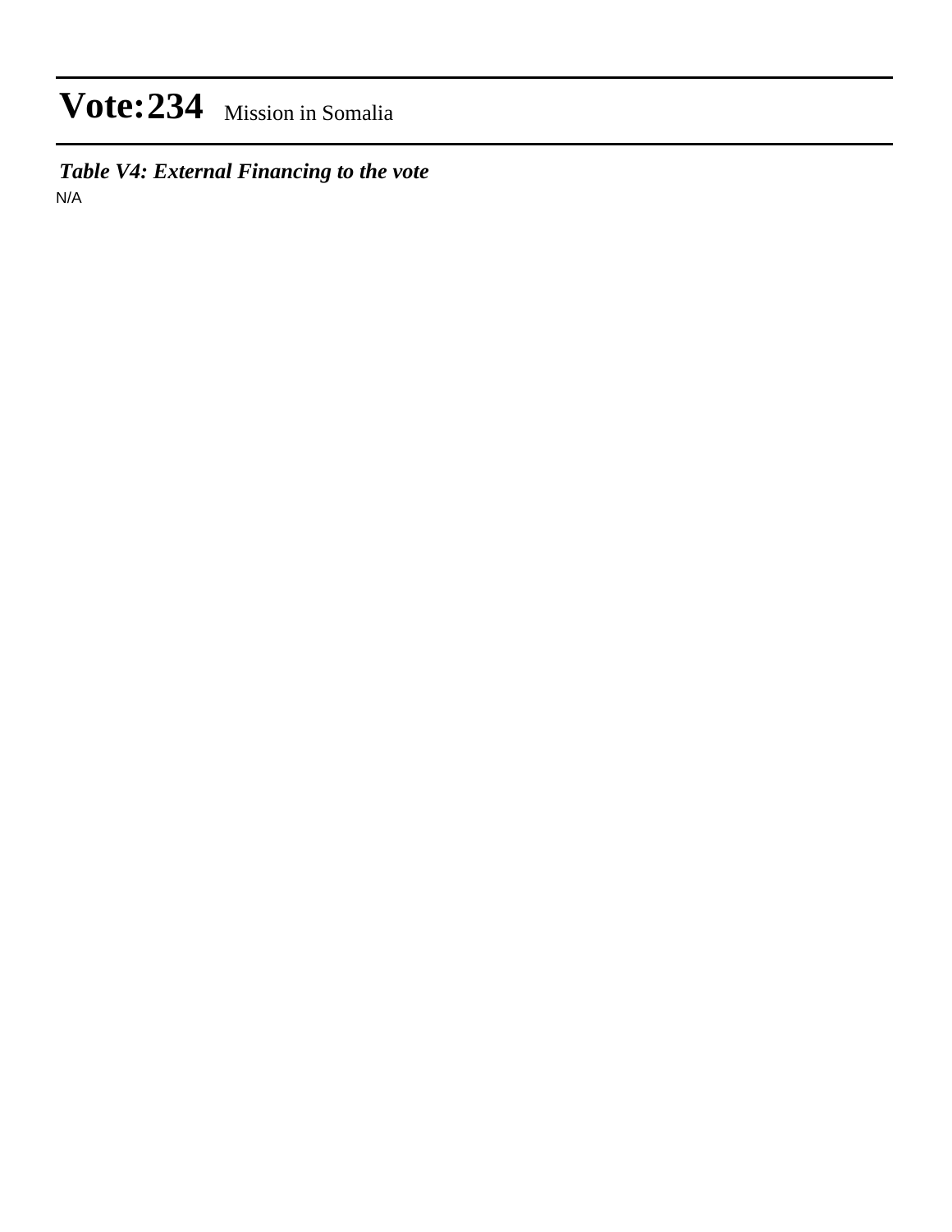# Vote:234 Mission in Somalia

***Table V4: External Financing to the vote***

N/A